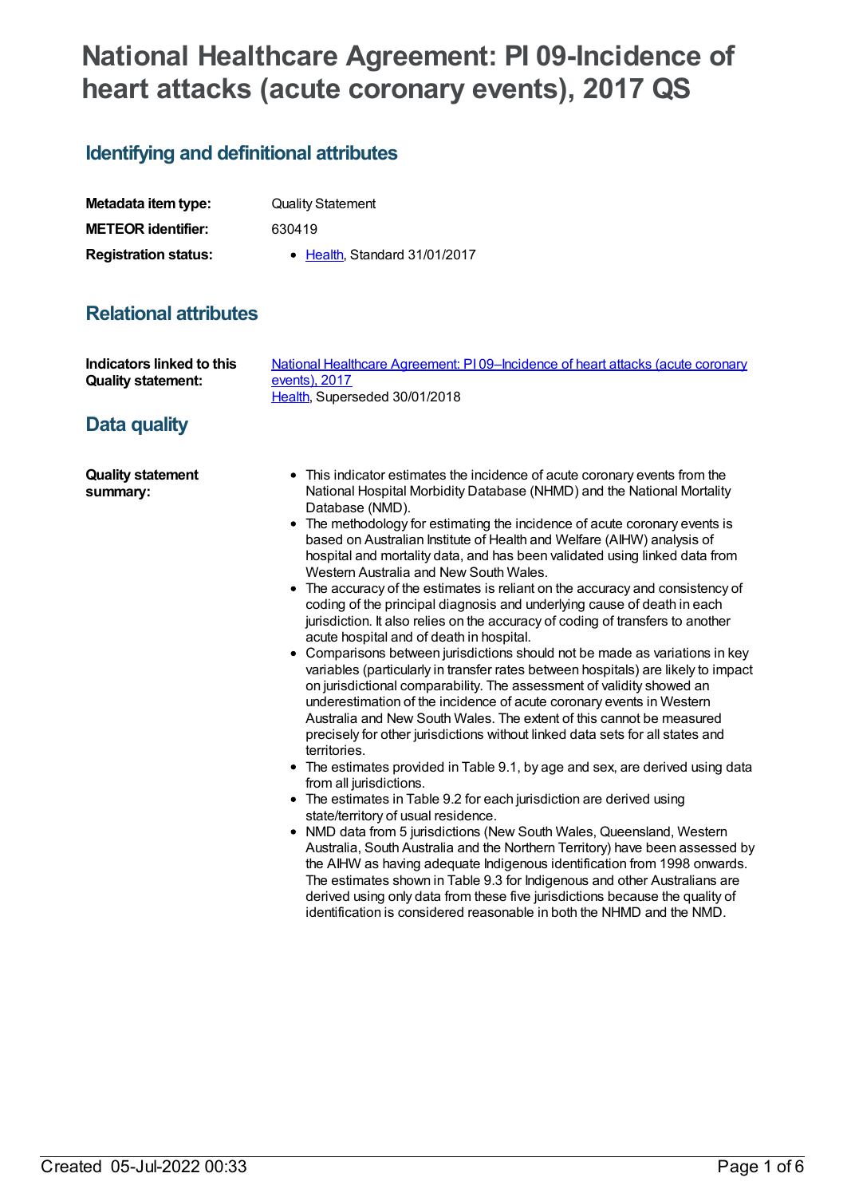# National Healthcare Agreement: PI 09-Incidence of heart attacks (acute coronary events), 2017 QS

## Identifying and definitional attributes

| | |
|---|---|
| **Metadata item type:** | Quality Statement |
| **METEOR identifier:** | 630419 |
| **Registration status:** | • Health, Standard 31/01/2017 |

## Relational attributes

| | |
|---|---|
| **Indicators linked to this Quality statement:** | National Healthcare Agreement: PI 09–Incidence of heart attacks (acute coronary events), 2017<br>Health, Superseded 30/01/2018 |

## Data quality

**Quality statement summary:**

- This indicator estimates the incidence of acute coronary events from the National Hospital Morbidity Database (NHMD) and the National Mortality Database (NMD).
- The methodology for estimating the incidence of acute coronary events is based on Australian Institute of Health and Welfare (AIHW) analysis of hospital and mortality data, and has been validated using linked data from Western Australia and New South Wales.
- The accuracy of the estimates is reliant on the accuracy and consistency of coding of the principal diagnosis and underlying cause of death in each jurisdiction. It also relies on the accuracy of coding of transfers to another acute hospital and of death in hospital.
- Comparisons between jurisdictions should not be made as variations in key variables (particularly in transfer rates between hospitals) are likely to impact on jurisdictional comparability. The assessment of validity showed an underestimation of the incidence of acute coronary events in Western Australia and New South Wales. The extent of this cannot be measured precisely for other jurisdictions without linked data sets for all states and territories.
- The estimates provided in Table 9.1, by age and sex, are derived using data from all jurisdictions.
- The estimates in Table 9.2 for each jurisdiction are derived using state/territory of usual residence.
- NMD data from 5 jurisdictions (New South Wales, Queensland, Western Australia, South Australia and the Northern Territory) have been assessed by the AIHW as having adequate Indigenous identification from 1998 onwards. The estimates shown in Table 9.3 for Indigenous and other Australians are derived using only data from these five jurisdictions because the quality of identification is considered reasonable in both the NHMD and the NMD.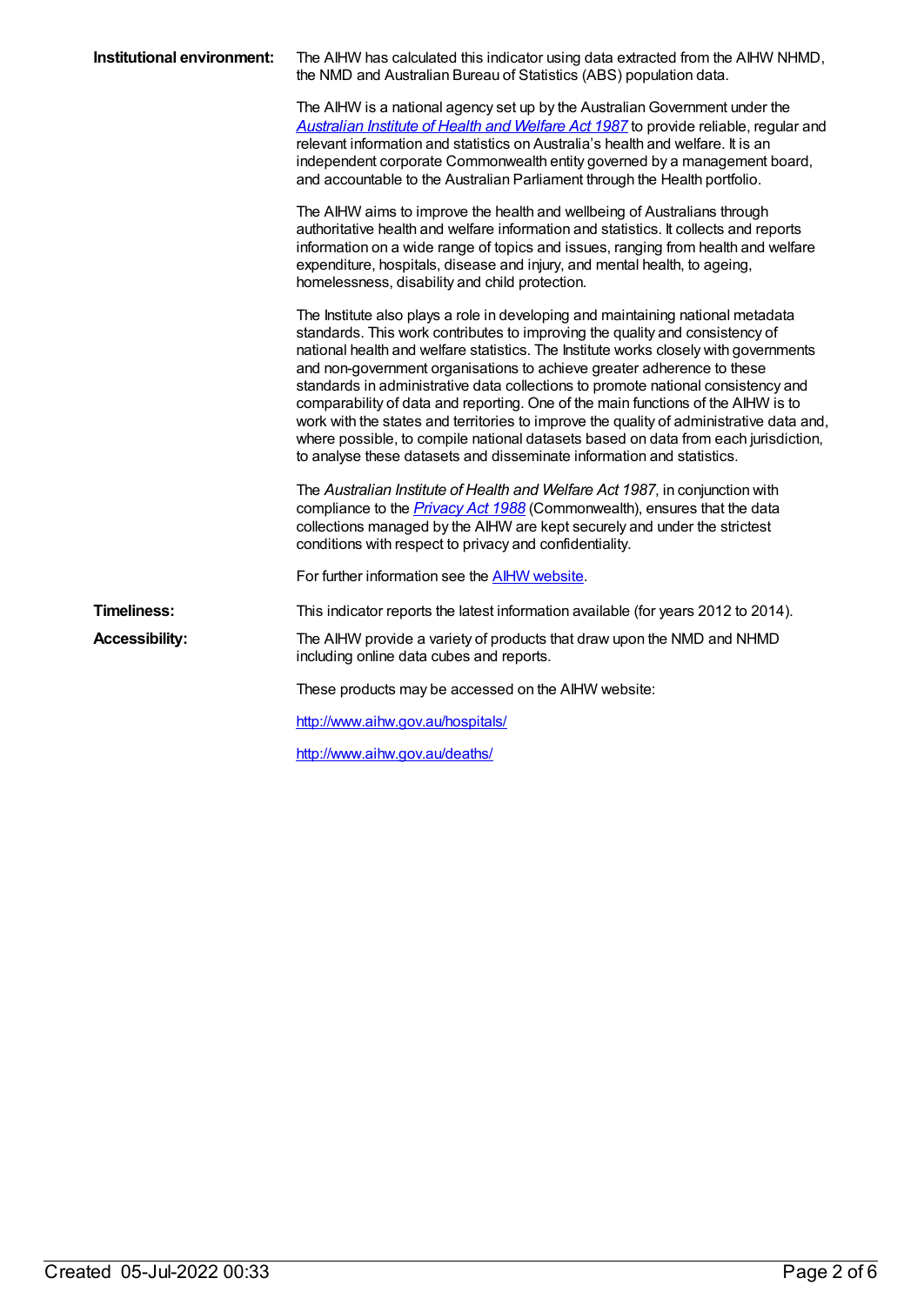**Institutional environment:** The AIHW has calculated this indicator using data extracted from the AIHW NHMD, the NMD and Australian Bureau of Statistics (ABS) population data.

The AIHW is a national agency set up by the Australian Government under the *Australian Institute of Health and Welfare Act 1987* to provide reliable, regular and relevant information and statistics on Australia's health and welfare. It is an independent corporate Commonwealth entity governed by a management board, and accountable to the Australian Parliament through the Health portfolio.

The AIHW aims to improve the health and wellbeing of Australians through authoritative health and welfare information and statistics. It collects and reports information on a wide range of topics and issues, ranging from health and welfare expenditure, hospitals, disease and injury, and mental health, to ageing, homelessness, disability and child protection.

The Institute also plays a role in developing and maintaining national metadata standards. This work contributes to improving the quality and consistency of national health and welfare statistics. The Institute works closely with governments and non-government organisations to achieve greater adherence to these standards in administrative data collections to promote national consistency and comparability of data and reporting. One of the main functions of the AIHW is to work with the states and territories to improve the quality of administrative data and, where possible, to compile national datasets based on data from each jurisdiction, to analyse these datasets and disseminate information and statistics.

The *Australian Institute of Health and Welfare Act 1987*, in conjunction with compliance to the *Privacy Act 1988* (Commonwealth), ensures that the data collections managed by the AIHW are kept securely and under the strictest conditions with respect to privacy and confidentiality.

For further information see the AIHW website.

**Timeliness:** This indicator reports the latest information available (for years 2012 to 2014).

**Accessibility:** The AIHW provide a variety of products that draw upon the NMD and NHMD including online data cubes and reports.

These products may be accessed on the AIHW website:

http://www.aihw.gov.au/hospitals/

http://www.aihw.gov.au/deaths/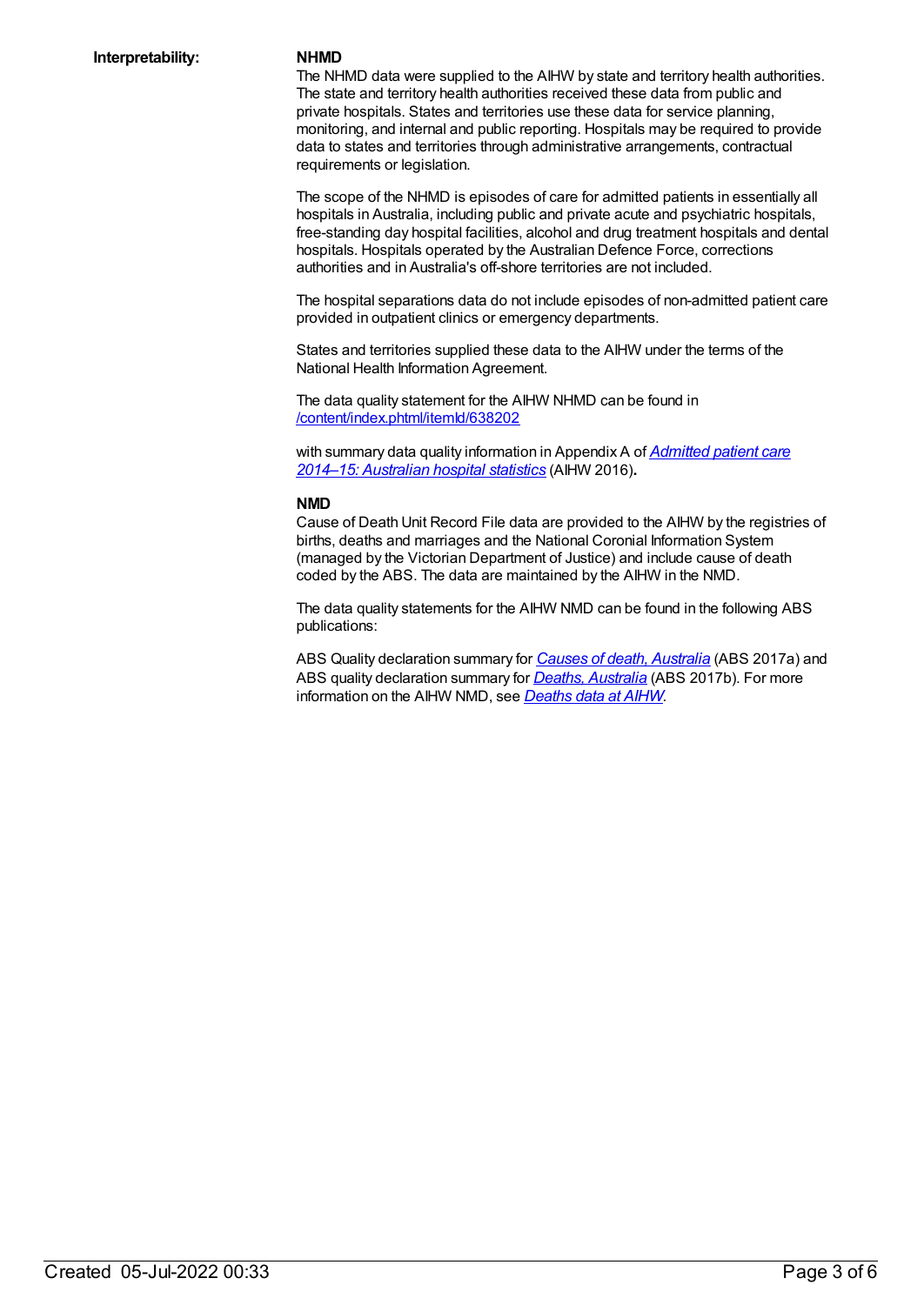**Interpretability:**

**NHMD**

The NHMD data were supplied to the AIHW by state and territory health authorities. The state and territory health authorities received these data from public and private hospitals. States and territories use these data for service planning, monitoring, and internal and public reporting. Hospitals may be required to provide data to states and territories through administrative arrangements, contractual requirements or legislation.

The scope of the NHMD is episodes of care for admitted patients in essentially all hospitals in Australia, including public and private acute and psychiatric hospitals, free-standing day hospital facilities, alcohol and drug treatment hospitals and dental hospitals. Hospitals operated by the Australian Defence Force, corrections authorities and in Australia's off-shore territories are not included.

The hospital separations data do not include episodes of non-admitted patient care provided in outpatient clinics or emergency departments.

States and territories supplied these data to the AIHW under the terms of the National Health Information Agreement.

The data quality statement for the AIHW NHMD can be found in /content/index.phtml/itemId/638202

with summary data quality information in Appendix A of *Admitted patient care 2014–15: Australian hospital statistics* (AIHW 2016)**.**

**NMD**

Cause of Death Unit Record File data are provided to the AIHW by the registries of births, deaths and marriages and the National Coronial Information System (managed by the Victorian Department of Justice) and include cause of death coded by the ABS. The data are maintained by the AIHW in the NMD.

The data quality statements for the AIHW NMD can be found in the following ABS publications:

ABS Quality declaration summary for *Causes of death, Australia* (ABS 2017a) and ABS quality declaration summary for *Deaths, Australia* (ABS 2017b). For more information on the AIHW NMD, see *Deaths data at AIHW*.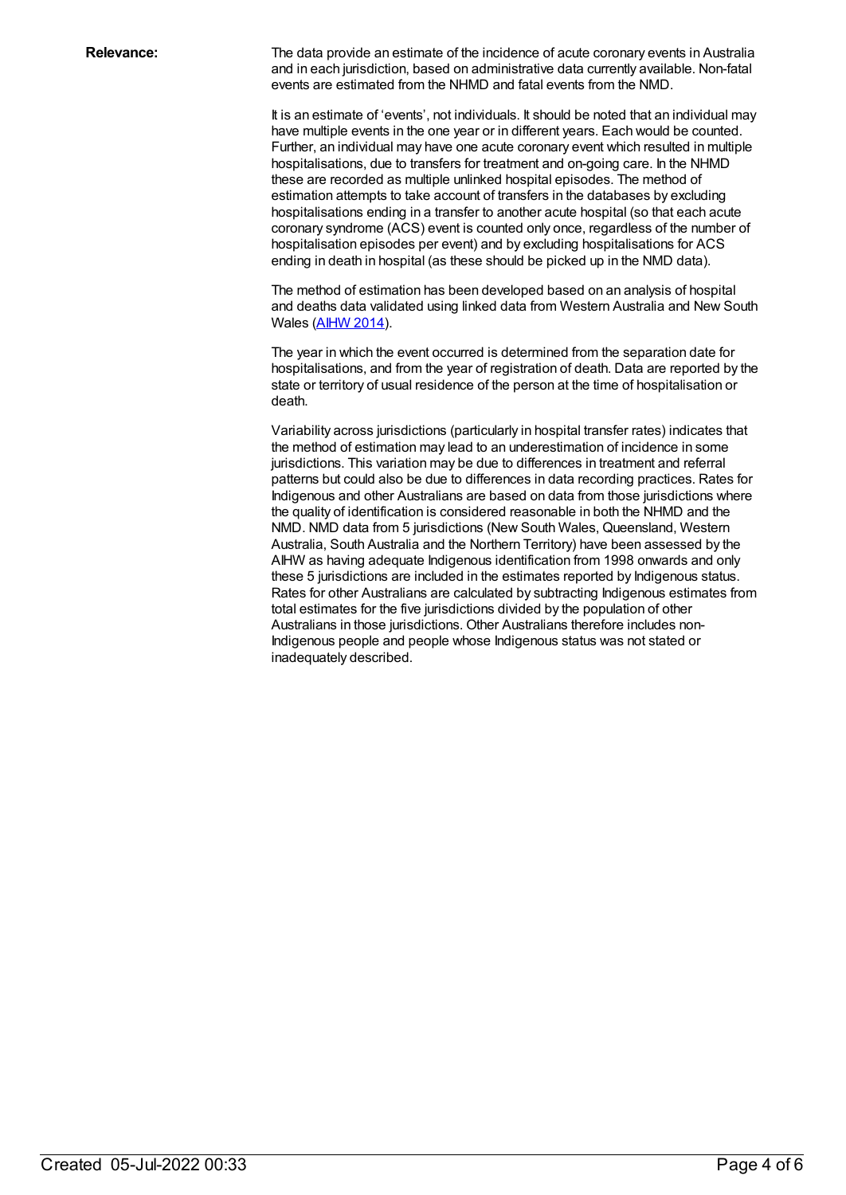**Relevance:**

The data provide an estimate of the incidence of acute coronary events in Australia and in each jurisdiction, based on administrative data currently available. Non-fatal events are estimated from the NHMD and fatal events from the NMD.

It is an estimate of 'events', not individuals. It should be noted that an individual may have multiple events in the one year or in different years. Each would be counted. Further, an individual may have one acute coronary event which resulted in multiple hospitalisations, due to transfers for treatment and on-going care. In the NHMD these are recorded as multiple unlinked hospital episodes. The method of estimation attempts to take account of transfers in the databases by excluding hospitalisations ending in a transfer to another acute hospital (so that each acute coronary syndrome (ACS) event is counted only once, regardless of the number of hospitalisation episodes per event) and by excluding hospitalisations for ACS ending in death in hospital (as these should be picked up in the NMD data).

The method of estimation has been developed based on an analysis of hospital and deaths data validated using linked data from Western Australia and New South Wales (AIHW 2014).

The year in which the event occurred is determined from the separation date for hospitalisations, and from the year of registration of death. Data are reported by the state or territory of usual residence of the person at the time of hospitalisation or death.

Variability across jurisdictions (particularly in hospital transfer rates) indicates that the method of estimation may lead to an underestimation of incidence in some jurisdictions. This variation may be due to differences in treatment and referral patterns but could also be due to differences in data recording practices. Rates for Indigenous and other Australians are based on data from those jurisdictions where the quality of identification is considered reasonable in both the NHMD and the NMD. NMD data from 5 jurisdictions (New South Wales, Queensland, Western Australia, South Australia and the Northern Territory) have been assessed by the AIHW as having adequate Indigenous identification from 1998 onwards and only these 5 jurisdictions are included in the estimates reported by Indigenous status. Rates for other Australians are calculated by subtracting Indigenous estimates from total estimates for the five jurisdictions divided by the population of other Australians in those jurisdictions. Other Australians therefore includes non-Indigenous people and people whose Indigenous status was not stated or inadequately described.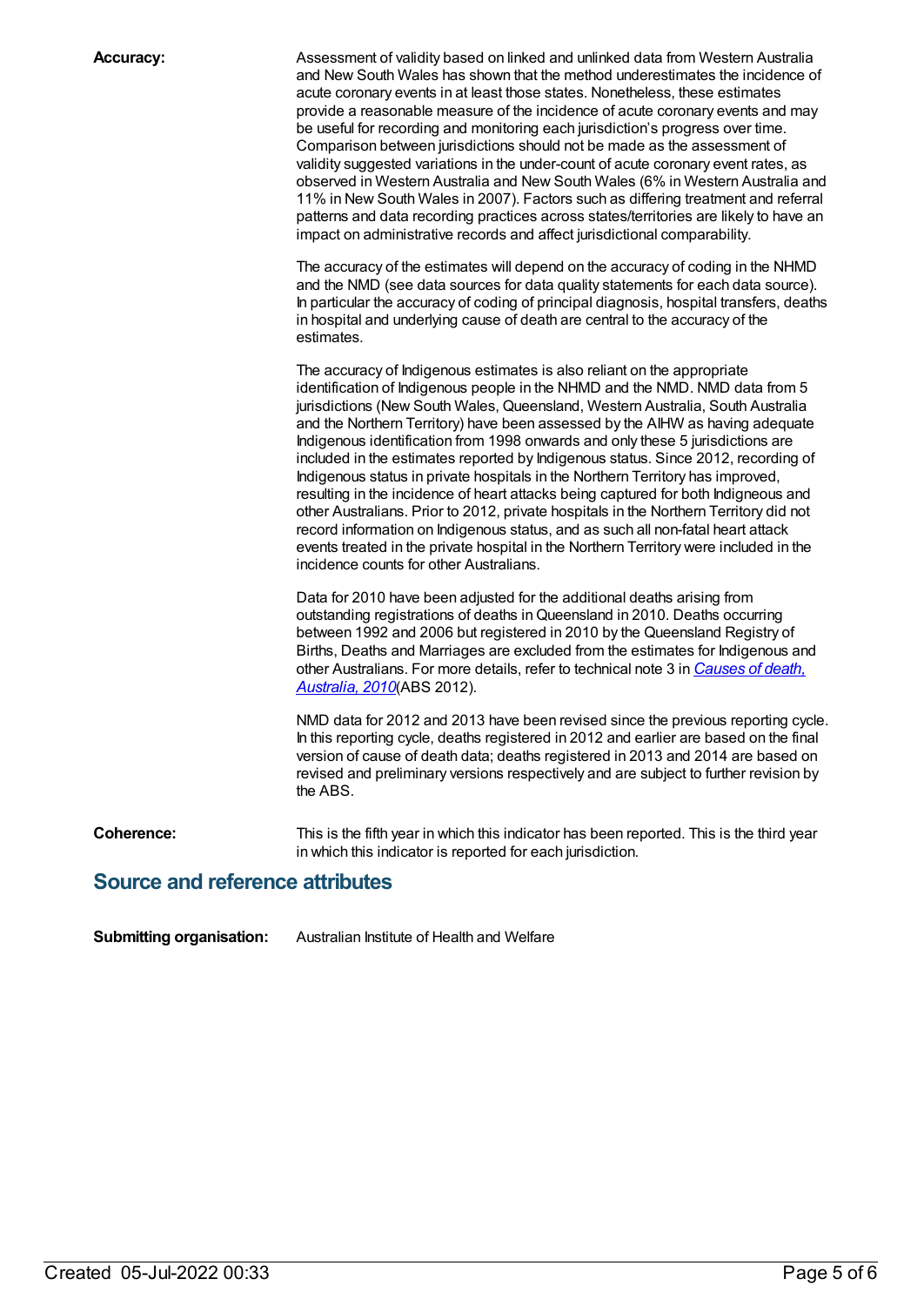**Accuracy:**

Assessment of validity based on linked and unlinked data from Western Australia and New South Wales has shown that the method underestimates the incidence of acute coronary events in at least those states. Nonetheless, these estimates provide a reasonable measure of the incidence of acute coronary events and may be useful for recording and monitoring each jurisdiction's progress over time. Comparison between jurisdictions should not be made as the assessment of validity suggested variations in the under-count of acute coronary event rates, as observed in Western Australia and New South Wales (6% in Western Australia and 11% in New South Wales in 2007). Factors such as differing treatment and referral patterns and data recording practices across states/territories are likely to have an impact on administrative records and affect jurisdictional comparability.

The accuracy of the estimates will depend on the accuracy of coding in the NHMD and the NMD (see data sources for data quality statements for each data source). In particular the accuracy of coding of principal diagnosis, hospital transfers, deaths in hospital and underlying cause of death are central to the accuracy of the estimates.

The accuracy of Indigenous estimates is also reliant on the appropriate identification of Indigenous people in the NHMD and the NMD. NMD data from 5 jurisdictions (New South Wales, Queensland, Western Australia, South Australia and the Northern Territory) have been assessed by the AIHW as having adequate Indigenous identification from 1998 onwards and only these 5 jurisdictions are included in the estimates reported by Indigenous status. Since 2012, recording of Indigenous status in private hospitals in the Northern Territory has improved, resulting in the incidence of heart attacks being captured for both Indigenous and other Australians. Prior to 2012, private hospitals in the Northern Territory did not record information on Indigenous status, and as such all non-fatal heart attack events treated in the private hospital in the Northern Territory were included in the incidence counts for other Australians.

Data for 2010 have been adjusted for the additional deaths arising from outstanding registrations of deaths in Queensland in 2010. Deaths occurring between 1992 and 2006 but registered in 2010 by the Queensland Registry of Births, Deaths and Marriages are excluded from the estimates for Indigenous and other Australians. For more details, refer to technical note 3 in *Causes of death, Australia, 2010*(ABS 2012).

NMD data for 2012 and 2013 have been revised since the previous reporting cycle. In this reporting cycle, deaths registered in 2012 and earlier are based on the final version of cause of death data; deaths registered in 2013 and 2014 are based on revised and preliminary versions respectively and are subject to further revision by the ABS.

**Coherence:**

This is the fifth year in which this indicator has been reported. This is the third year in which this indicator is reported for each jurisdiction.

## Source and reference attributes

**Submitting organisation:** Australian Institute of Health and Welfare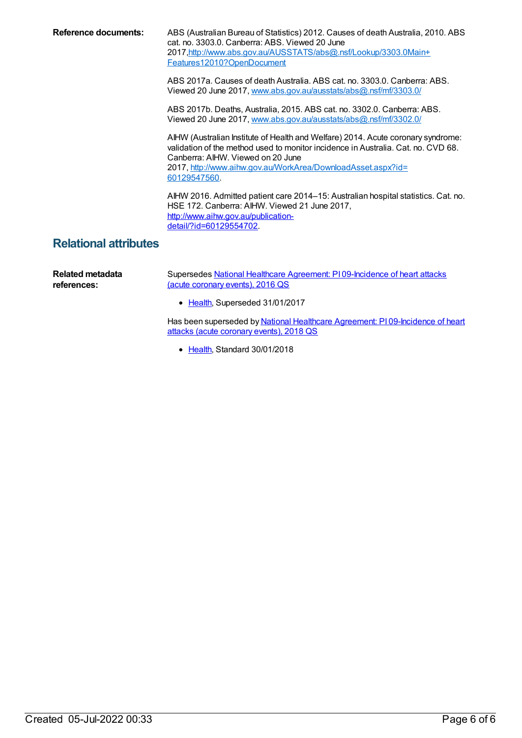**Reference documents:**

ABS (Australian Bureau of Statistics) 2012. Causes of death Australia, 2010. ABS cat. no. 3303.0. Canberra: ABS. Viewed 20 June 2017, [http://www.abs.gov.au/AUSSTATS/abs@.nsf/Lookup/3303.0Main+Features12010?OpenDocument](http://www.abs.gov.au/AUSSTATS/abs@.nsf/Lookup/3303.0Main+Features12010?OpenDocument)

ABS 2017a. Causes of death Australia. ABS cat. no. 3303.0. Canberra: ABS. Viewed 20 June 2017, [www.abs.gov.au/ausstats/abs@.nsf/mf/3303.0/](www.abs.gov.au/ausstats/abs@.nsf/mf/3303.0/)

ABS 2017b. Deaths, Australia, 2015. ABS cat. no. 3302.0. Canberra: ABS. Viewed 20 June 2017, [www.abs.gov.au/ausstats/abs@.nsf/mf/3302.0/](www.abs.gov.au/ausstats/abs@.nsf/mf/3302.0/)

AIHW (Australian Institute of Health and Welfare) 2014. Acute coronary syndrome: validation of the method used to monitor incidence in Australia. Cat. no. CVD 68. Canberra: AIHW. Viewed on 20 June 2017, [http://www.aihw.gov.au/WorkArea/DownloadAsset.aspx?id=60129547560](http://www.aihw.gov.au/WorkArea/DownloadAsset.aspx?id=60129547560).

AIHW 2016. Admitted patient care 2014–15: Australian hospital statistics. Cat. no. HSE 172. Canberra: AIHW. Viewed 21 June 2017, [http://www.aihw.gov.au/publication-detail/?id=60129554702](http://www.aihw.gov.au/publication-detail/?id=60129554702).

## Relational attributes

**Related metadata references:**

Supersedes [National Healthcare Agreement: PI 09-Incidence of heart attacks (acute coronary events), 2016 QS]()

- [Health](), Superseded 31/01/2017

Has been superseded by [National Healthcare Agreement: PI 09-Incidence of heart attacks (acute coronary events), 2018 QS]()

- [Health](), Standard 30/01/2018